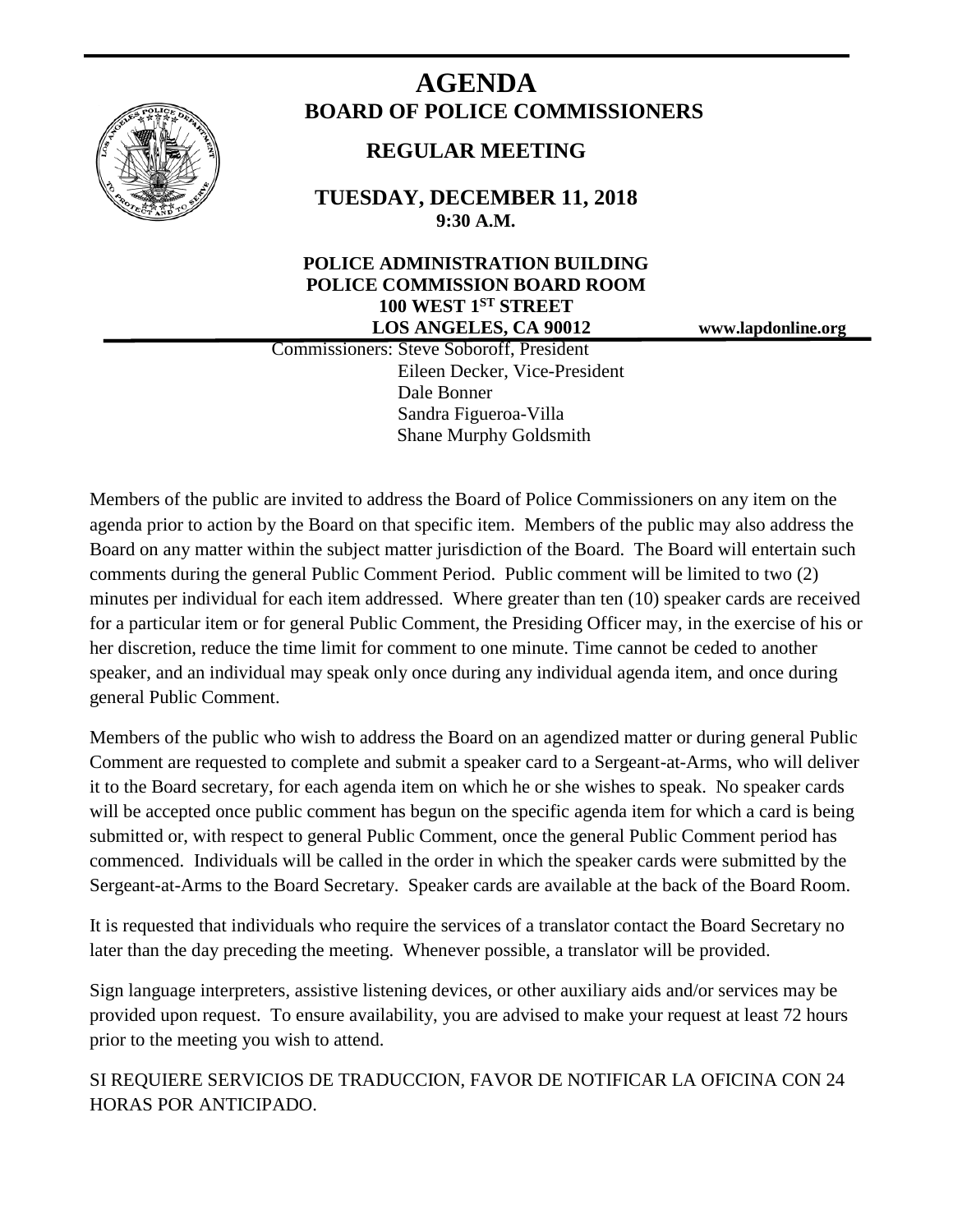# AGENDA

## BOARD OF POLICE COMMISSIONERS

### REGULAR MEETING

**TUESDAY, DECEMBER 11, 2018**
**9:30 A.M.**

**POLICE ADMINISTRATION BUILDING**
**POLICE COMMISSION BOARD ROOM**
**100 WEST 1ST STREET**
**LOS ANGELES, CA 90012**

**www.lapdonline.org**

Commissioners: Steve Soboroff, President
Eileen Decker, Vice-President
Dale Bonner
Sandra Figueroa-Villa
Shane Murphy Goldsmith

Members of the public are invited to address the Board of Police Commissioners on any item on the agenda prior to action by the Board on that specific item. Members of the public may also address the Board on any matter within the subject matter jurisdiction of the Board. The Board will entertain such comments during the general Public Comment Period. Public comment will be limited to two (2) minutes per individual for each item addressed. Where greater than ten (10) speaker cards are received for a particular item or for general Public Comment, the Presiding Officer may, in the exercise of his or her discretion, reduce the time limit for comment to one minute. Time cannot be ceded to another speaker, and an individual may speak only once during any individual agenda item, and once during general Public Comment.

Members of the public who wish to address the Board on an agendized matter or during general Public Comment are requested to complete and submit a speaker card to a Sergeant-at-Arms, who will deliver it to the Board secretary, for each agenda item on which he or she wishes to speak. No speaker cards will be accepted once public comment has begun on the specific agenda item for which a card is being submitted or, with respect to general Public Comment, once the general Public Comment period has commenced. Individuals will be called in the order in which the speaker cards were submitted by the Sergeant-at-Arms to the Board Secretary. Speaker cards are available at the back of the Board Room.

It is requested that individuals who require the services of a translator contact the Board Secretary no later than the day preceding the meeting. Whenever possible, a translator will be provided.

Sign language interpreters, assistive listening devices, or other auxiliary aids and/or services may be provided upon request. To ensure availability, you are advised to make your request at least 72 hours prior to the meeting you wish to attend.

SI REQUIERE SERVICIOS DE TRADUCCION, FAVOR DE NOTIFICAR LA OFICINA CON 24 HORAS POR ANTICIPADO.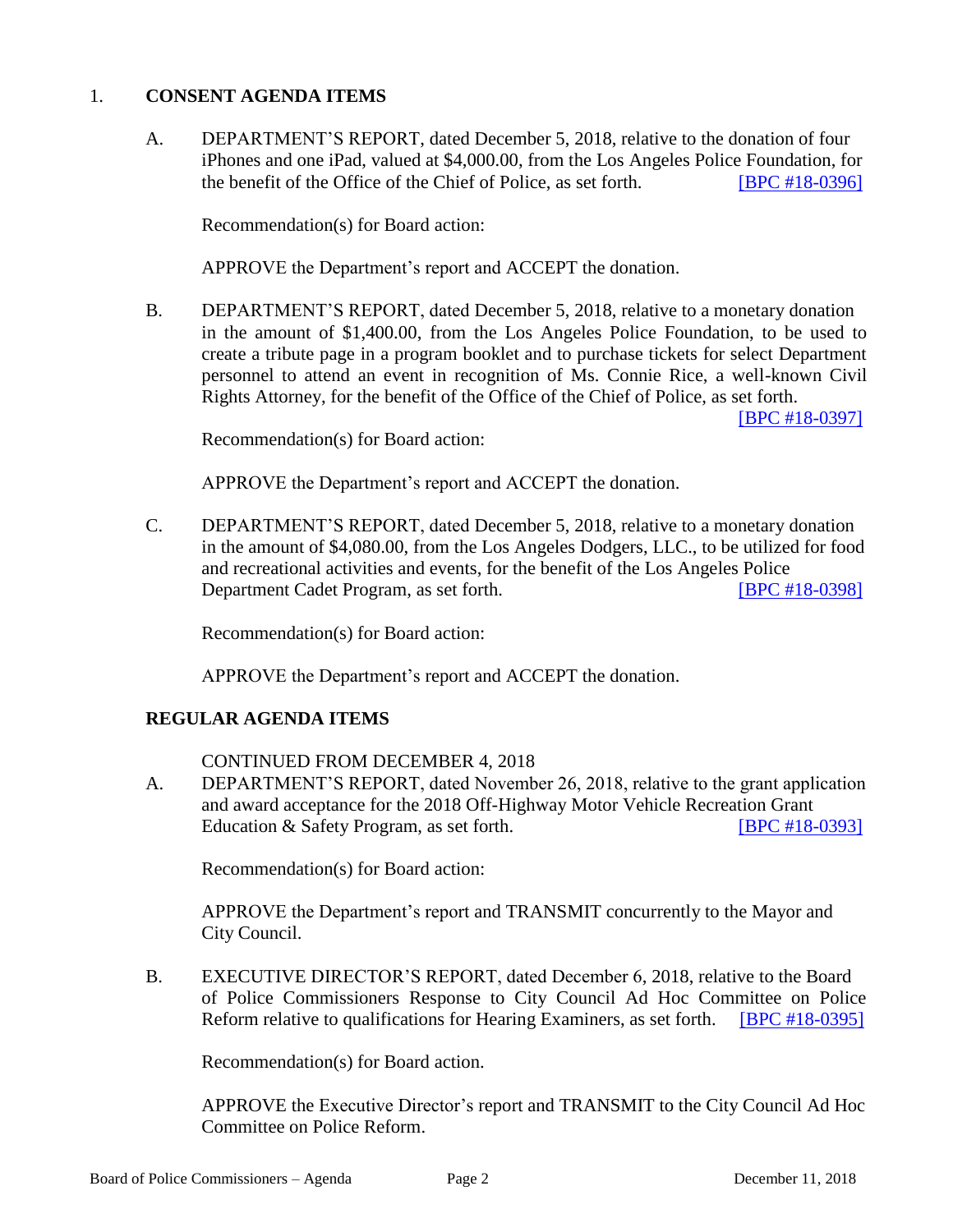1. **CONSENT AGENDA ITEMS**

   A. DEPARTMENT'S REPORT, dated December 5, 2018, relative to the donation of four iPhones and one iPad, valued at $4,000.00, from the Los Angeles Police Foundation, for the benefit of the Office of the Chief of Police, as set forth. [BPC #18-0396]

   Recommendation(s) for Board action:

   APPROVE the Department's report and ACCEPT the donation.

   B. DEPARTMENT'S REPORT, dated December 5, 2018, relative to a monetary donation in the amount of $1,400.00, from the Los Angeles Police Foundation, to be used to create a tribute page in a program booklet and to purchase tickets for select Department personnel to attend an event in recognition of Ms. Connie Rice, a well-known Civil Rights Attorney, for the benefit of the Office of the Chief of Police, as set forth. [BPC #18-0397]

   Recommendation(s) for Board action:

   APPROVE the Department's report and ACCEPT the donation.

   C. DEPARTMENT'S REPORT, dated December 5, 2018, relative to a monetary donation in the amount of $4,080.00, from the Los Angeles Dodgers, LLC., to be utilized for food and recreational activities and events, for the benefit of the Los Angeles Police Department Cadet Program, as set forth. [BPC #18-0398]

   Recommendation(s) for Board action:

   APPROVE the Department's report and ACCEPT the donation.

**REGULAR AGENDA ITEMS**

CONTINUED FROM DECEMBER 4, 2018

A. DEPARTMENT'S REPORT, dated November 26, 2018, relative to the grant application and award acceptance for the 2018 Off-Highway Motor Vehicle Recreation Grant Education & Safety Program, as set forth. [BPC #18-0393]

Recommendation(s) for Board action:

APPROVE the Department's report and TRANSMIT concurrently to the Mayor and City Council.

B. EXECUTIVE DIRECTOR'S REPORT, dated December 6, 2018, relative to the Board of Police Commissioners Response to City Council Ad Hoc Committee on Police Reform relative to qualifications for Hearing Examiners, as set forth. [BPC #18-0395]

Recommendation(s) for Board action.

APPROVE the Executive Director's report and TRANSMIT to the City Council Ad Hoc Committee on Police Reform.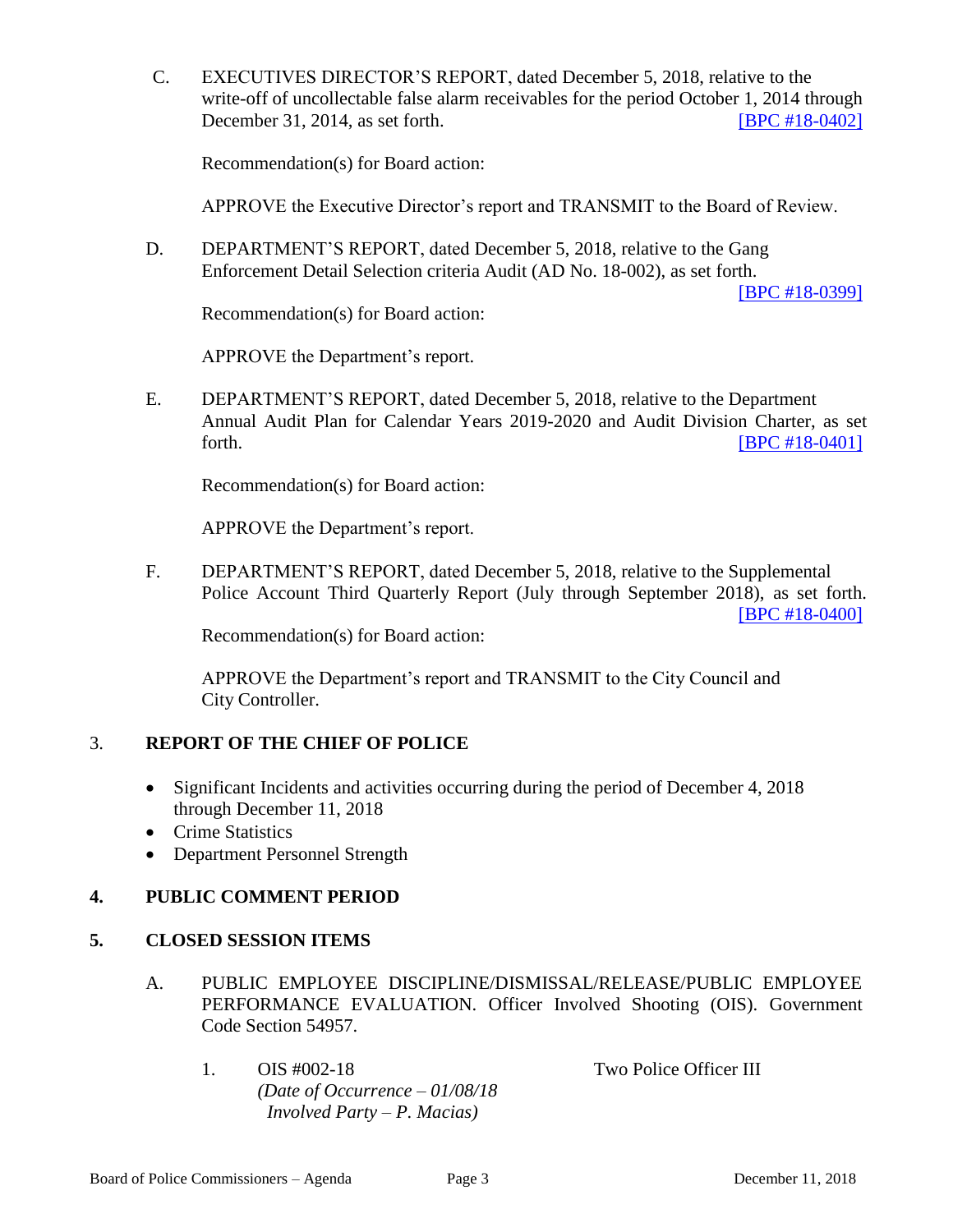C. EXECUTIVES DIRECTOR'S REPORT, dated December 5, 2018, relative to the write-off of uncollectable false alarm receivables for the period October 1, 2014 through December 31, 2014, as set forth. [BPC #18-0402]

Recommendation(s) for Board action:

APPROVE the Executive Director's report and TRANSMIT to the Board of Review.

D. DEPARTMENT'S REPORT, dated December 5, 2018, relative to the Gang Enforcement Detail Selection criteria Audit (AD No. 18-002), as set forth. [BPC #18-0399]

Recommendation(s) for Board action:

APPROVE the Department's report.

E. DEPARTMENT'S REPORT, dated December 5, 2018, relative to the Department Annual Audit Plan for Calendar Years 2019-2020 and Audit Division Charter, as set forth. [BPC #18-0401]

Recommendation(s) for Board action:

APPROVE the Department's report.

F. DEPARTMENT'S REPORT, dated December 5, 2018, relative to the Supplemental Police Account Third Quarterly Report (July through September 2018), as set forth. [BPC #18-0400]

Recommendation(s) for Board action:

APPROVE the Department's report and TRANSMIT to the City Council and City Controller.

## 3. REPORT OF THE CHIEF OF POLICE

- Significant Incidents and activities occurring during the period of December 4, 2018 through December 11, 2018
- Crime Statistics
- Department Personnel Strength

## 4. PUBLIC COMMENT PERIOD

## 5. CLOSED SESSION ITEMS

A. PUBLIC EMPLOYEE DISCIPLINE/DISMISSAL/RELEASE/PUBLIC EMPLOYEE PERFORMANCE EVALUATION. Officer Involved Shooting (OIS). Government Code Section 54957.

1. OIS #002-18 — Two Police Officer III
   *(Date of Occurrence – 01/08/18*
   *Involved Party – P. Macias)*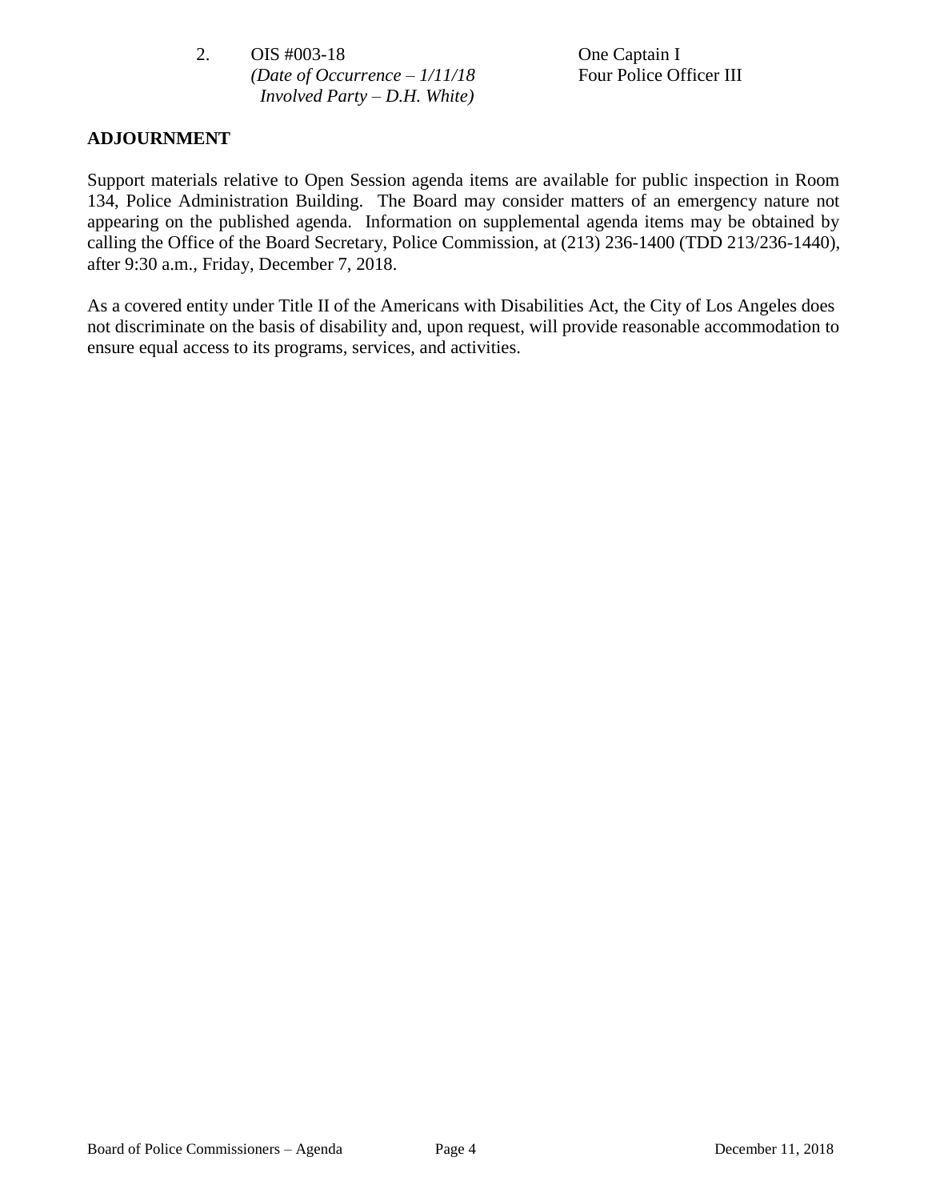2. OIS #003-18 *(Date of Occurrence – 1/11/18 Involved Party – D.H. White)* — One Captain I, Four Police Officer III

## ADJOURNMENT

Support materials relative to Open Session agenda items are available for public inspection in Room 134, Police Administration Building. The Board may consider matters of an emergency nature not appearing on the published agenda. Information on supplemental agenda items may be obtained by calling the Office of the Board Secretary, Police Commission, at (213) 236-1400 (TDD 213/236-1440), after 9:30 a.m., Friday, December 7, 2018.

As a covered entity under Title II of the Americans with Disabilities Act, the City of Los Angeles does not discriminate on the basis of disability and, upon request, will provide reasonable accommodation to ensure equal access to its programs, services, and activities.